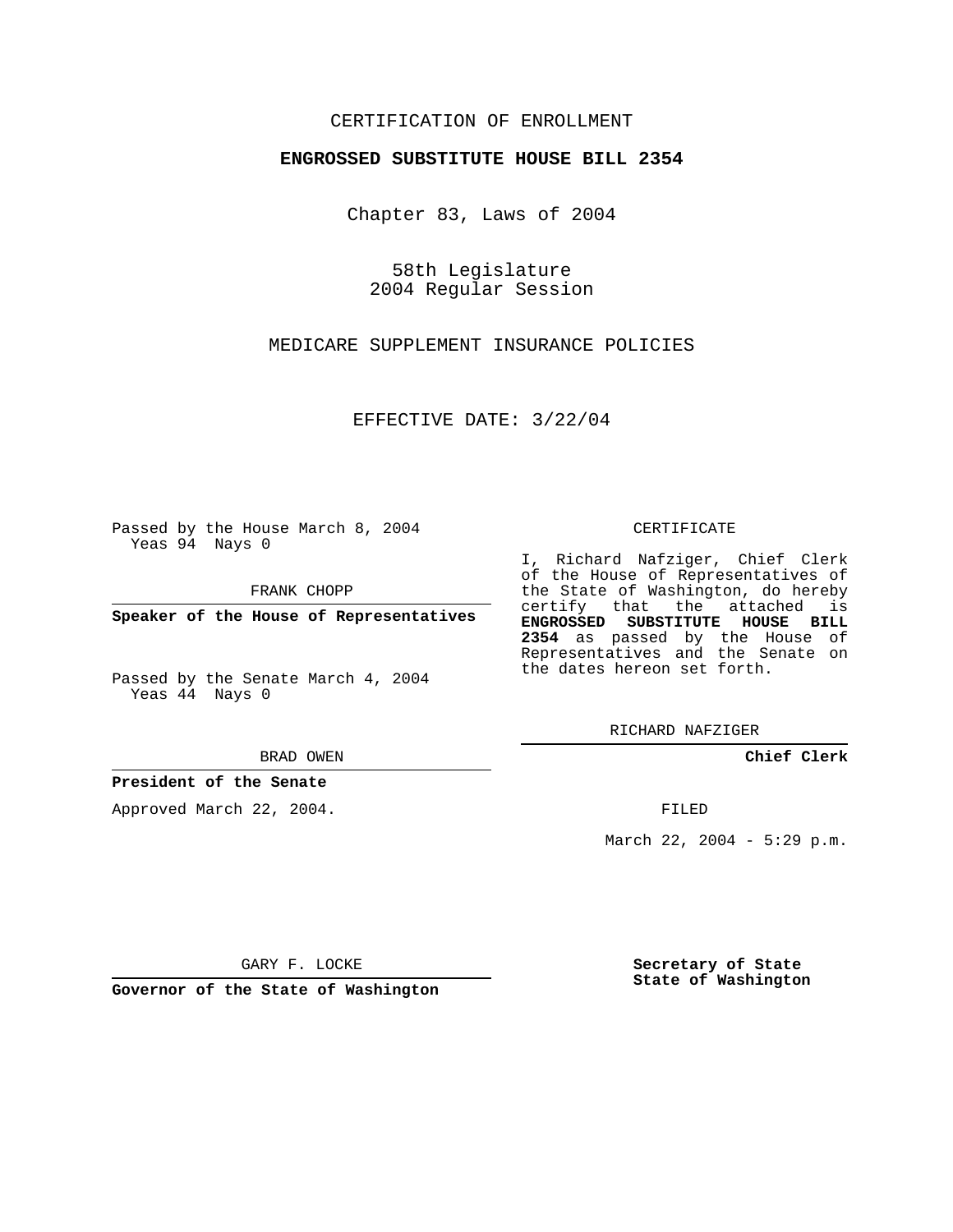CERTIFICATION OF ENROLLMENT

**ENGROSSED SUBSTITUTE HOUSE BILL 2354**

Chapter 83, Laws of 2004

58th Legislature
2004 Regular Session

MEDICARE SUPPLEMENT INSURANCE POLICIES

EFFECTIVE DATE: 3/22/04

Passed by the House March 8, 2004
Yeas 94 Nays 0

FRANK CHOPP

**Speaker of the House of Representatives**

Passed by the Senate March 4, 2004
Yeas 44 Nays 0

BRAD OWEN

**President of the Senate**

Approved March 22, 2004.

GARY F. LOCKE

**Governor of the State of Washington**

CERTIFICATE

I, Richard Nafziger, Chief Clerk of the House of Representatives of the State of Washington, do hereby certify that the attached is **ENGROSSED SUBSTITUTE HOUSE BILL 2354** as passed by the House of Representatives and the Senate on the dates hereon set forth.

RICHARD NAFZIGER

**Chief Clerk**

FILED

March 22, 2004 - 5:29 p.m.

**Secretary of State**
**State of Washington**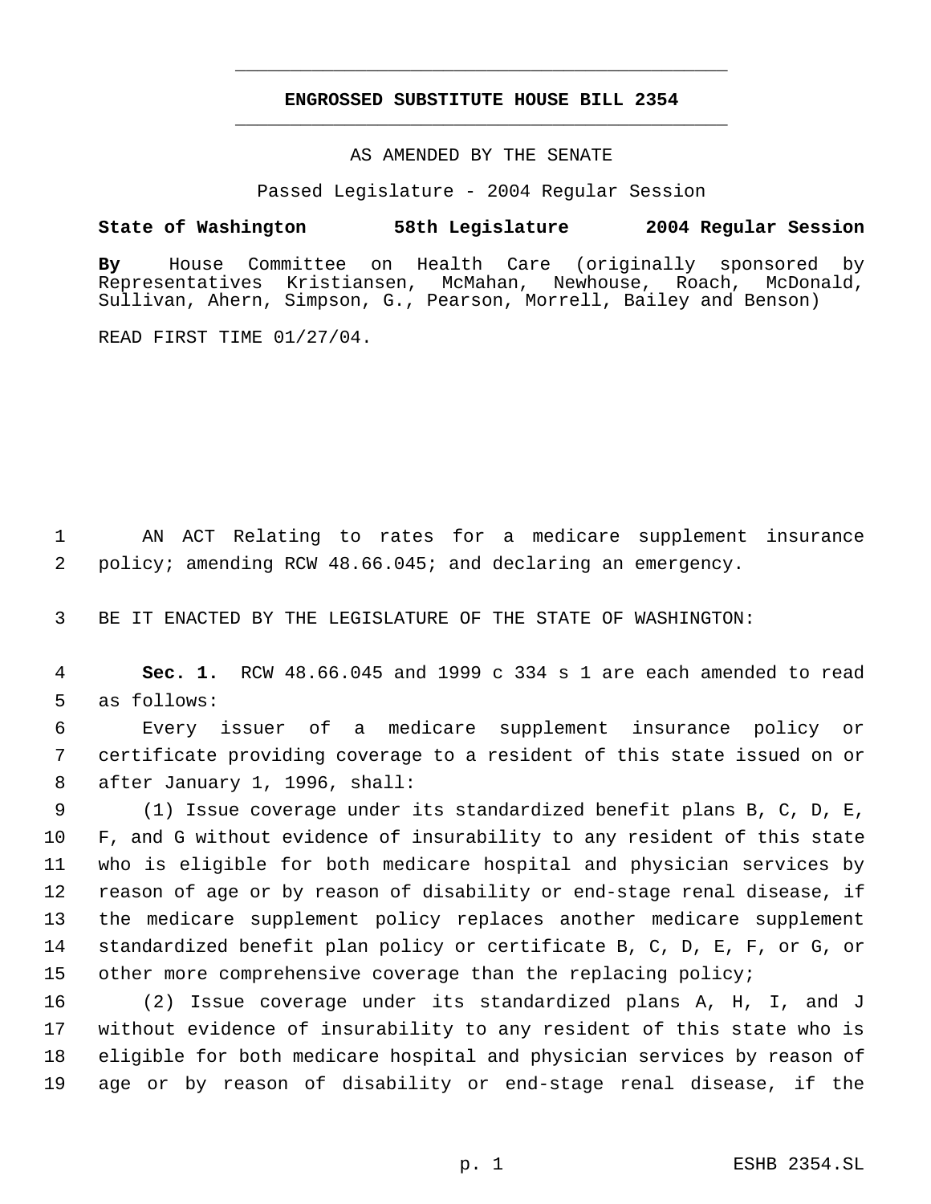# ENGROSSED SUBSTITUTE HOUSE BILL 2354

AS AMENDED BY THE SENATE

Passed Legislature - 2004 Regular Session

**State of Washington 58th Legislature 2004 Regular Session**

**By** House Committee on Health Care (originally sponsored by Representatives Kristiansen, McMahan, Newhouse, Roach, McDonald, Sullivan, Ahern, Simpson, G., Pearson, Morrell, Bailey and Benson)

READ FIRST TIME 01/27/04.

AN ACT Relating to rates for a medicare supplement insurance policy; amending RCW 48.66.045; and declaring an emergency.

BE IT ENACTED BY THE LEGISLATURE OF THE STATE OF WASHINGTON:

**Sec. 1.** RCW 48.66.045 and 1999 c 334 s 1 are each amended to read as follows:

Every issuer of a medicare supplement insurance policy or certificate providing coverage to a resident of this state issued on or after January 1, 1996, shall:

(1) Issue coverage under its standardized benefit plans B, C, D, E, F, and G without evidence of insurability to any resident of this state who is eligible for both medicare hospital and physician services by reason of age or by reason of disability or end-stage renal disease, if the medicare supplement policy replaces another medicare supplement standardized benefit plan policy or certificate B, C, D, E, F, or G, or other more comprehensive coverage than the replacing policy;

(2) Issue coverage under its standardized plans A, H, I, and J without evidence of insurability to any resident of this state who is eligible for both medicare hospital and physician services by reason of age or by reason of disability or end-stage renal disease, if the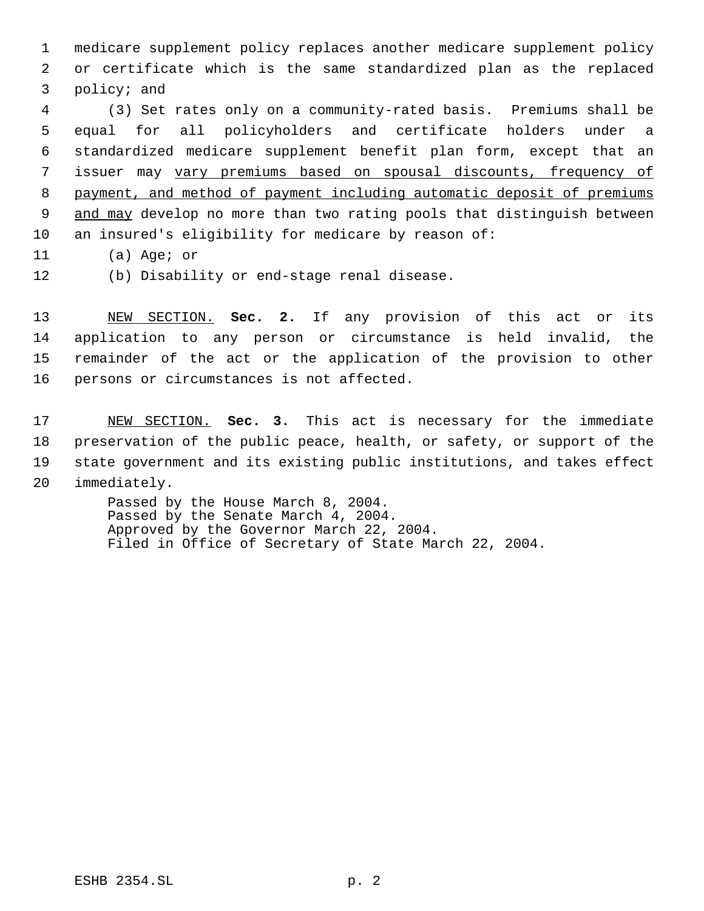medicare supplement policy replaces another medicare supplement policy or certificate which is the same standardized plan as the replaced policy; and

(3) Set rates only on a community-rated basis. Premiums shall be equal for all policyholders and certificate holders under a standardized medicare supplement benefit plan form, except that an issuer may <u>vary premiums based on spousal discounts, frequency of payment, and method of payment including automatic deposit of premiums and may</u> develop no more than two rating pools that distinguish between an insured's eligibility for medicare by reason of:

(a) Age; or

(b) Disability or end-stage renal disease.

<u>NEW SECTION.</u> **Sec. 2.** If any provision of this act or its application to any person or circumstance is held invalid, the remainder of the act or the application of the provision to other persons or circumstances is not affected.

<u>NEW SECTION.</u> **Sec. 3.** This act is necessary for the immediate preservation of the public peace, health, or safety, or support of the state government and its existing public institutions, and takes effect immediately.

Passed by the House March 8, 2004.
Passed by the Senate March 4, 2004.
Approved by the Governor March 22, 2004.
Filed in Office of Secretary of State March 22, 2004.